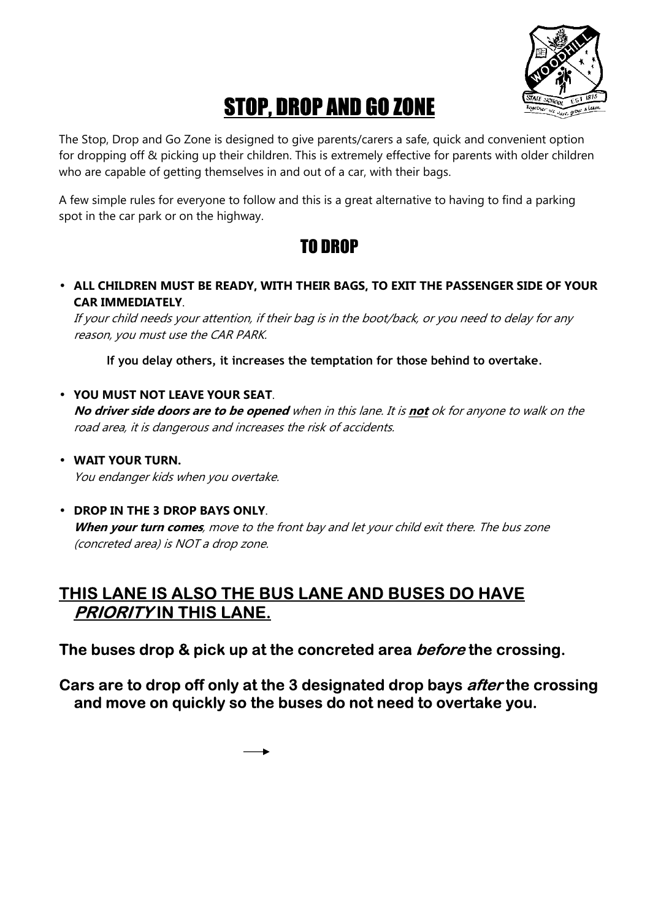# STOP, DROP AND GO ZONE

The Stop, Drop and Go Zone is designed to give parents/carers a safe, quick and convenient option for dropping off & picking up their children. This is extremely effective for parents with older children who are capable of getting themselves in and out of a car, with their bags.

A few simple rules for everyone to follow and this is a great alternative to having to find a parking spot in the car park or on the highway.

## TO DROP

- **ALL CHILDREN MUST BE READY, WITH THEIR BAGS, TO EXIT THE PASSENGER SIDE OF YOUR CAR IMMEDIATELY**.
  *If your child needs your attention, if their bag is in the boot/back, or you need to delay for any reason, you must use the CAR PARK.*

  **If you delay others, it increases the temptation for those behind to overtake.**

- **YOU MUST NOT LEAVE YOUR SEAT**.
  ***No driver side doors are to be opened*** *when in this lane. It is* ***not*** *ok for anyone to walk on the road area, it is dangerous and increases the risk of accidents.*

- **WAIT YOUR TURN.**
  *You endanger kids when you overtake.*

- **DROP IN THE 3 DROP BAYS ONLY**.
  ***When your turn comes****, move to the front bay and let your child exit there. The bus zone (concreted area) is NOT a drop zone.*

## THIS LANE IS ALSO THE BUS LANE AND BUSES DO HAVE *PRIORITY* IN THIS LANE.

**The buses drop & pick up at the concreted area *before* the crossing.**

**Cars are to drop off only at the 3 designated drop bays *after* the crossing and move on quickly so the buses do not need to overtake you.**

→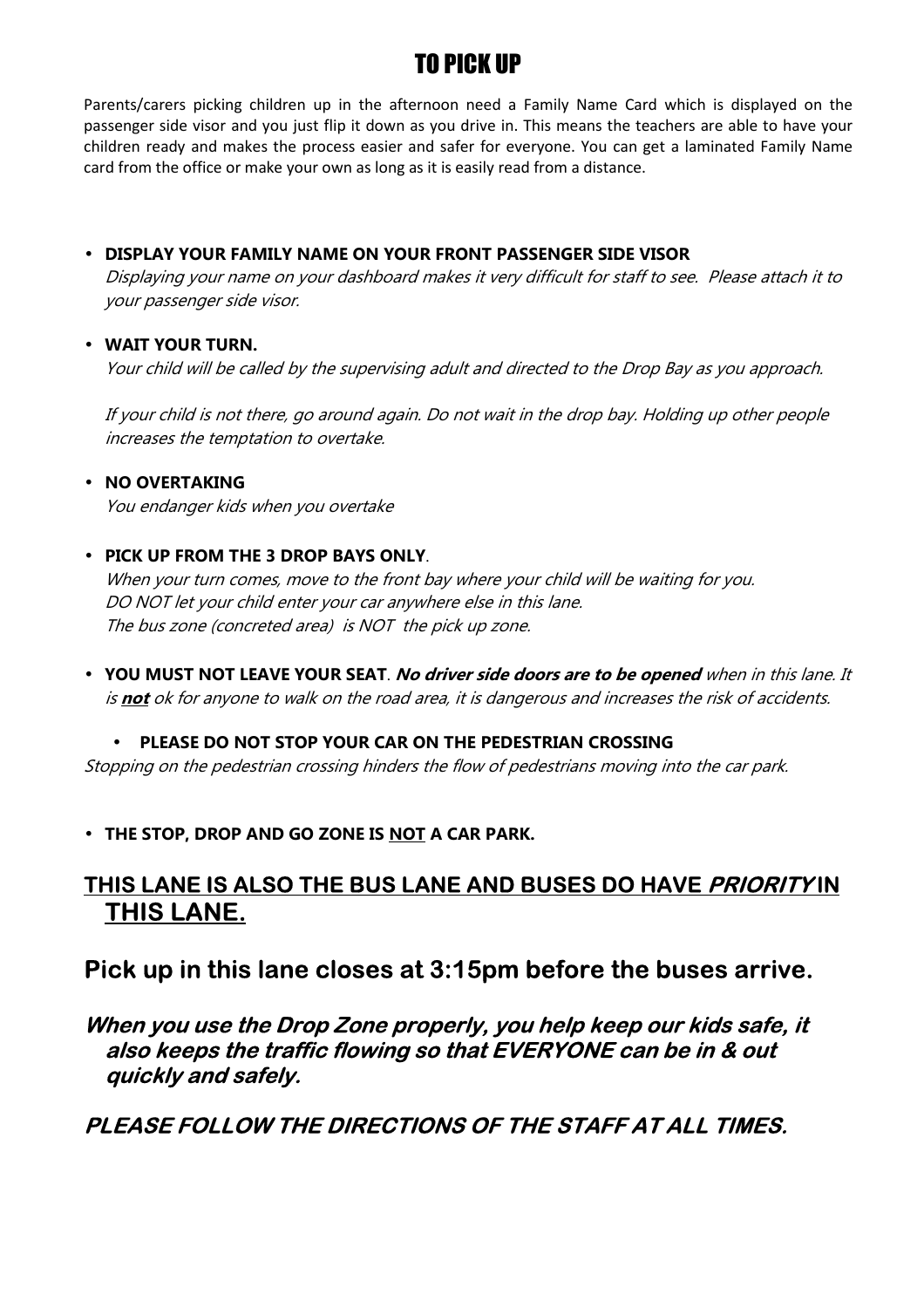# TO PICK UP

Parents/carers picking children up in the afternoon need a Family Name Card which is displayed on the passenger side visor and you just flip it down as you drive in. This means the teachers are able to have your children ready and makes the process easier and safer for everyone. You can get a laminated Family Name card from the office or make your own as long as it is easily read from a distance.

- **DISPLAY YOUR FAMILY NAME ON YOUR FRONT PASSENGER SIDE VISOR**
  *Displaying your name on your dashboard makes it very difficult for staff to see. Please attach it to your passenger side visor.*

- **WAIT YOUR TURN.**
  *Your child will be called by the supervising adult and directed to the Drop Bay as you approach.*

  *If your child is not there, go around again. Do not wait in the drop bay. Holding up other people increases the temptation to overtake.*

- **NO OVERTAKING**
  *You endanger kids when you overtake*

- **PICK UP FROM THE 3 DROP BAYS ONLY**.
  *When your turn comes, move to the front bay where your child will be waiting for you.*
  *DO NOT let your child enter your car anywhere else in this lane.*
  *The bus zone (concreted area) is NOT the pick up zone.*

- **YOU MUST NOT LEAVE YOUR SEAT**. ***No driver side doors are to be opened*** *when in this lane. It is* ***not*** *ok for anyone to walk on the road area, it is dangerous and increases the risk of accidents.*

- **PLEASE DO NOT STOP YOUR CAR ON THE PEDESTRIAN CROSSING**
  *Stopping on the pedestrian crossing hinders the flow of pedestrians moving into the car park.*

- **THE STOP, DROP AND GO ZONE IS NOT A CAR PARK.**

## THIS LANE IS ALSO THE BUS LANE AND BUSES DO HAVE *PRIORITY* IN THIS LANE.

## Pick up in this lane closes at 3:15pm before the buses arrive.

***When you use the Drop Zone properly, you help keep our kids safe, it also keeps the traffic flowing so that EVERYONE can be in & out quickly and safely.***

***PLEASE FOLLOW THE DIRECTIONS OF THE STAFF AT ALL TIMES.***